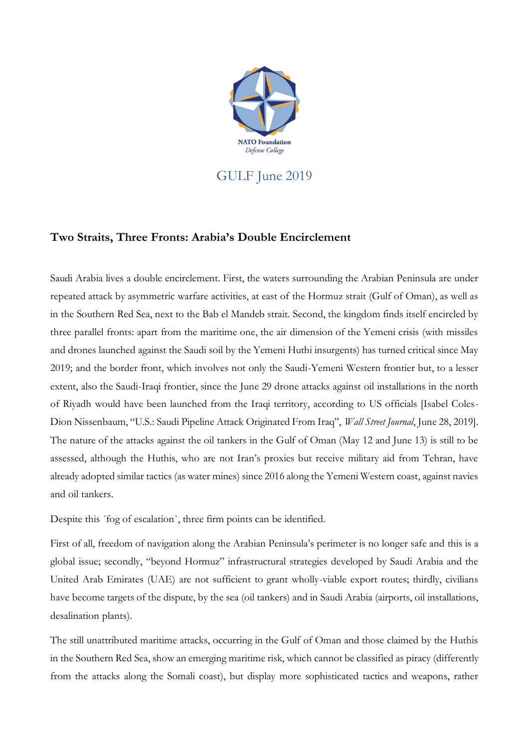NATO Foundation
*Defense College*

GULF June 2019

## Two Straits, Three Fronts: Arabia's Double Encirclement

Saudi Arabia lives a double encirclement. First, the waters surrounding the Arabian Peninsula are under repeated attack by asymmetric warfare activities, at east of the Hormuz strait (Gulf of Oman), as well as in the Southern Red Sea, next to the Bab el Mandeb strait. Second, the kingdom finds itself encircled by three parallel fronts: apart from the maritime one, the air dimension of the Yemeni crisis (with missiles and drones launched against the Saudi soil by the Yemeni Huthi insurgents) has turned critical since May 2019; and the border front, which involves not only the Saudi-Yemeni Western frontier but, to a lesser extent, also the Saudi-Iraqi frontier, since the June 29 drone attacks against oil installations in the north of Riyadh would have been launched from the Iraqi territory, according to US officials [Isabel Coles-Dion Nissenbaum, "U.S.: Saudi Pipeline Attack Originated From Iraq", *Wall Street Journal*, June 28, 2019]. The nature of the attacks against the oil tankers in the Gulf of Oman (May 12 and June 13) is still to be assessed, although the Huthis, who are not Iran's proxies but receive military aid from Tehran, have already adopted similar tactics (as water mines) since 2016 along the Yemeni Western coast, against navies and oil tankers.

Despite this ´fog of escalation`, three firm points can be identified.

First of all, freedom of navigation along the Arabian Peninsula's perimeter is no longer safe and this is a global issue; secondly, "beyond Hormuz" infrastructural strategies developed by Saudi Arabia and the United Arab Emirates (UAE) are not sufficient to grant wholly-viable export routes; thirdly, civilians have become targets of the dispute, by the sea (oil tankers) and in Saudi Arabia (airports, oil installations, desalination plants).

The still unattributed maritime attacks, occurring in the Gulf of Oman and those claimed by the Huthis in the Southern Red Sea, show an emerging maritime risk, which cannot be classified as piracy (differently from the attacks along the Somali coast), but display more sophisticated tactics and weapons, rather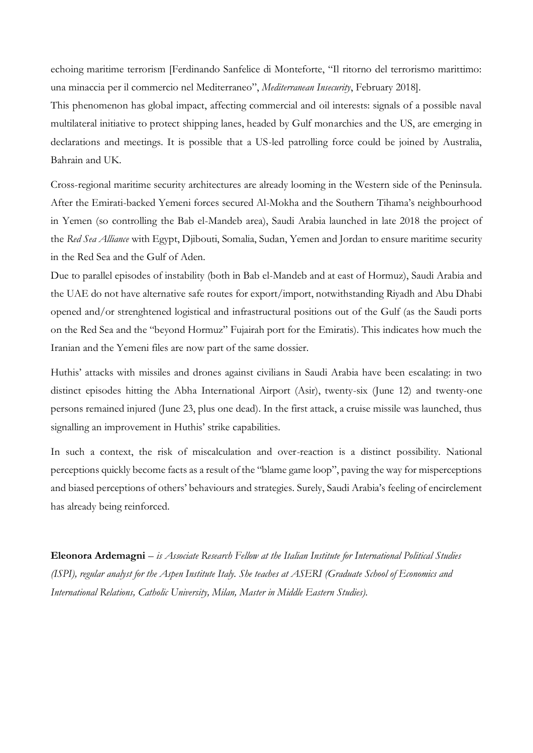echoing maritime terrorism [Ferdinando Sanfelice di Monteforte, "Il ritorno del terrorismo marittimo: una minaccia per il commercio nel Mediterraneo", *Mediterranean Insecurity*, February 2018].

This phenomenon has global impact, affecting commercial and oil interests: signals of a possible naval multilateral initiative to protect shipping lanes, headed by Gulf monarchies and the US, are emerging in declarations and meetings. It is possible that a US-led patrolling force could be joined by Australia, Bahrain and UK.

Cross-regional maritime security architectures are already looming in the Western side of the Peninsula. After the Emirati-backed Yemeni forces secured Al-Mokha and the Southern Tihama's neighbourhood in Yemen (so controlling the Bab el-Mandeb area), Saudi Arabia launched in late 2018 the project of the *Red Sea Alliance* with Egypt, Djibouti, Somalia, Sudan, Yemen and Jordan to ensure maritime security in the Red Sea and the Gulf of Aden.

Due to parallel episodes of instability (both in Bab el-Mandeb and at east of Hormuz), Saudi Arabia and the UAE do not have alternative safe routes for export/import, notwithstanding Riyadh and Abu Dhabi opened and/or strenghtened logistical and infrastructural positions out of the Gulf (as the Saudi ports on the Red Sea and the "beyond Hormuz" Fujairah port for the Emiratis). This indicates how much the Iranian and the Yemeni files are now part of the same dossier.

Huthis' attacks with missiles and drones against civilians in Saudi Arabia have been escalating: in two distinct episodes hitting the Abha International Airport (Asir), twenty-six (June 12) and twenty-one persons remained injured (June 23, plus one dead). In the first attack, a cruise missile was launched, thus signalling an improvement in Huthis' strike capabilities.

In such a context, the risk of miscalculation and over-reaction is a distinct possibility. National perceptions quickly become facts as a result of the "blame game loop", paving the way for misperceptions and biased perceptions of others' behaviours and strategies. Surely, Saudi Arabia's feeling of encirclement has already being reinforced.

**Eleonora Ardemagni** – *is Associate Research Fellow at the Italian Institute for International Political Studies (ISPI), regular analyst for the Aspen Institute Italy. She teaches at ASERI (Graduate School of Economics and International Relations, Catholic University, Milan, Master in Middle Eastern Studies).*